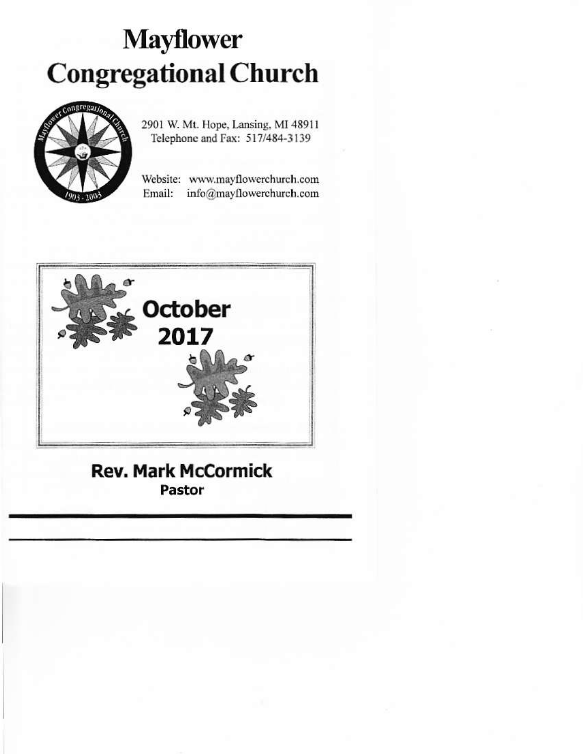# Mayflower Congregational Church

2901 W. Mt. Hope, Lansing, MI 48911
Telephone and Fax: 517/484-3139

Website: www.mayflowerchurch.com
Email: info@mayflowerchurch.com

**October 2017**

**Rev. Mark McCormick**
**Pastor**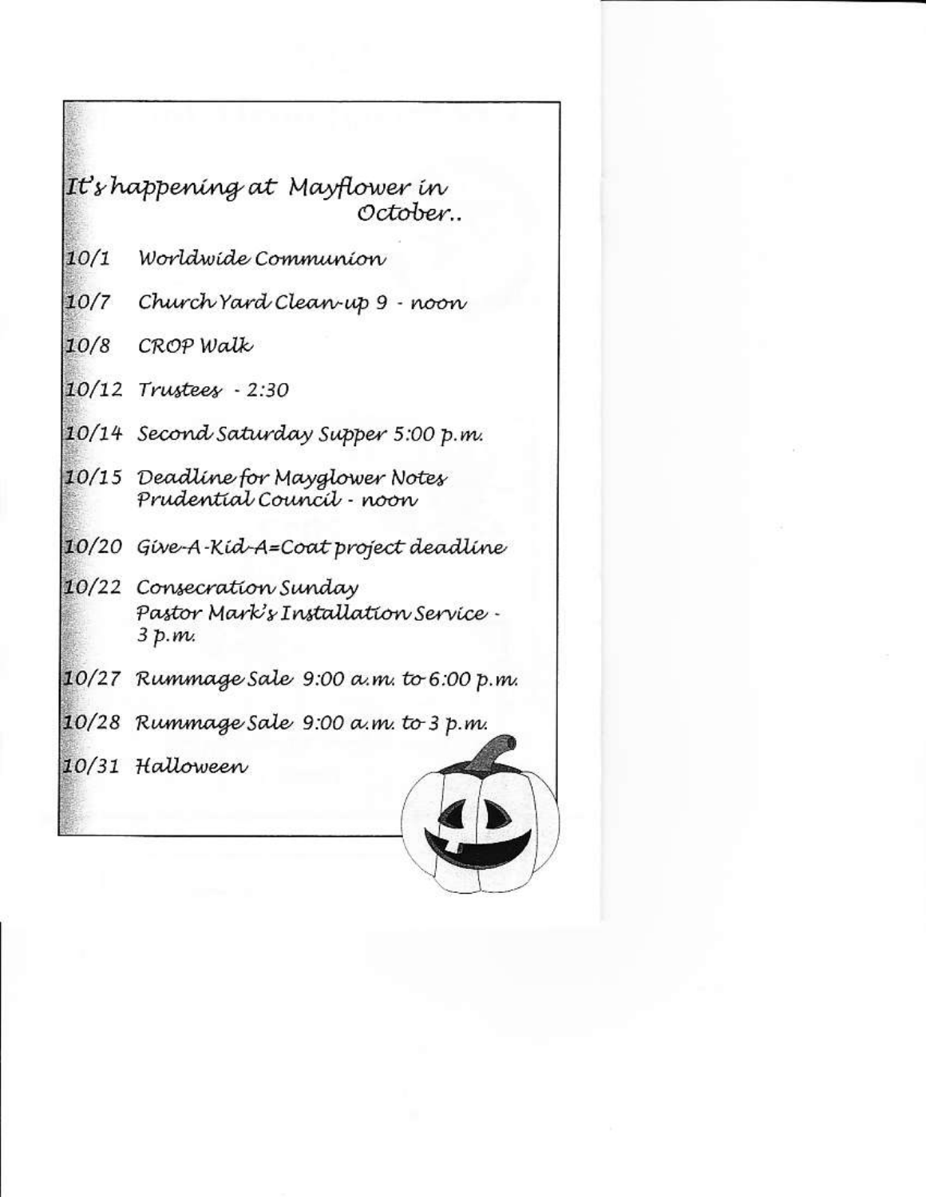## It's happening at Mayflower in October..

- 10/1 Worldwide Communion
- 10/7 Church Yard Clean-up 9 - noon
- 10/8 CROP Walk
- 10/12 Trustees - 2:30
- 10/14 Second Saturday Supper 5:00 p.m.
- 10/15 Deadline for Mayglower Notes
  Prudential Council - noon
- 10/20 Give-A-Kid-A=Coat project deadline
- 10/22 Consecration Sunday
  Pastor Mark's Installation Service - 3 p.m.
- 10/27 Rummage Sale 9:00 a.m. to 6:00 p.m.
- 10/28 Rummage Sale 9:00 a.m. to 3 p.m.
- 10/31 Halloween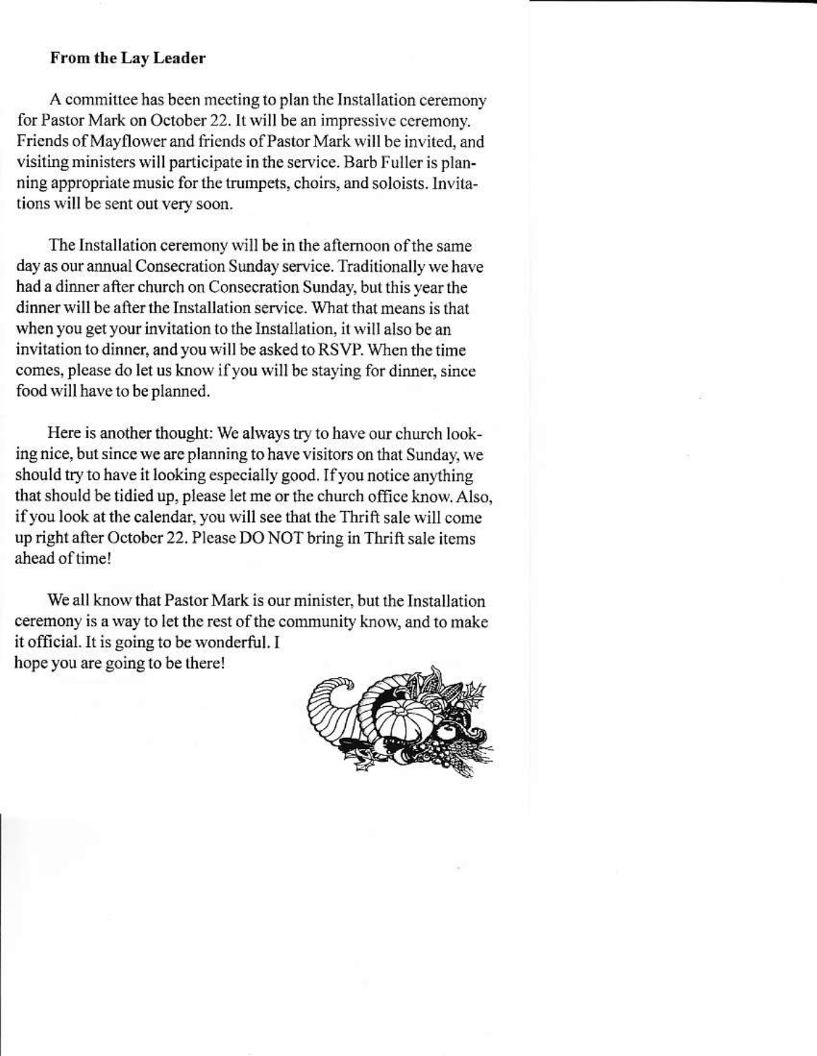## From the Lay Leader

A committee has been meeting to plan the Installation ceremony for Pastor Mark on October 22. It will be an impressive ceremony. Friends of Mayflower and friends of Pastor Mark will be invited, and visiting ministers will participate in the service. Barb Fuller is planning appropriate music for the trumpets, choirs, and soloists. Invitations will be sent out very soon.

The Installation ceremony will be in the afternoon of the same day as our annual Consecration Sunday service. Traditionally we have had a dinner after church on Consecration Sunday, but this year the dinner will be after the Installation service. What that means is that when you get your invitation to the Installation, it will also be an invitation to dinner, and you will be asked to RSVP. When the time comes, please do let us know if you will be staying for dinner, since food will have to be planned.

Here is another thought: We always try to have our church looking nice, but since we are planning to have visitors on that Sunday, we should try to have it looking especially good. If you notice anything that should be tidied up, please let me or the church office know. Also, if you look at the calendar, you will see that the Thrift sale will come up right after October 22. Please DO NOT bring in Thrift sale items ahead of time!

We all know that Pastor Mark is our minister, but the Installation ceremony is a way to let the rest of the community know, and to make it official. It is going to be wonderful. I hope you are going to be there!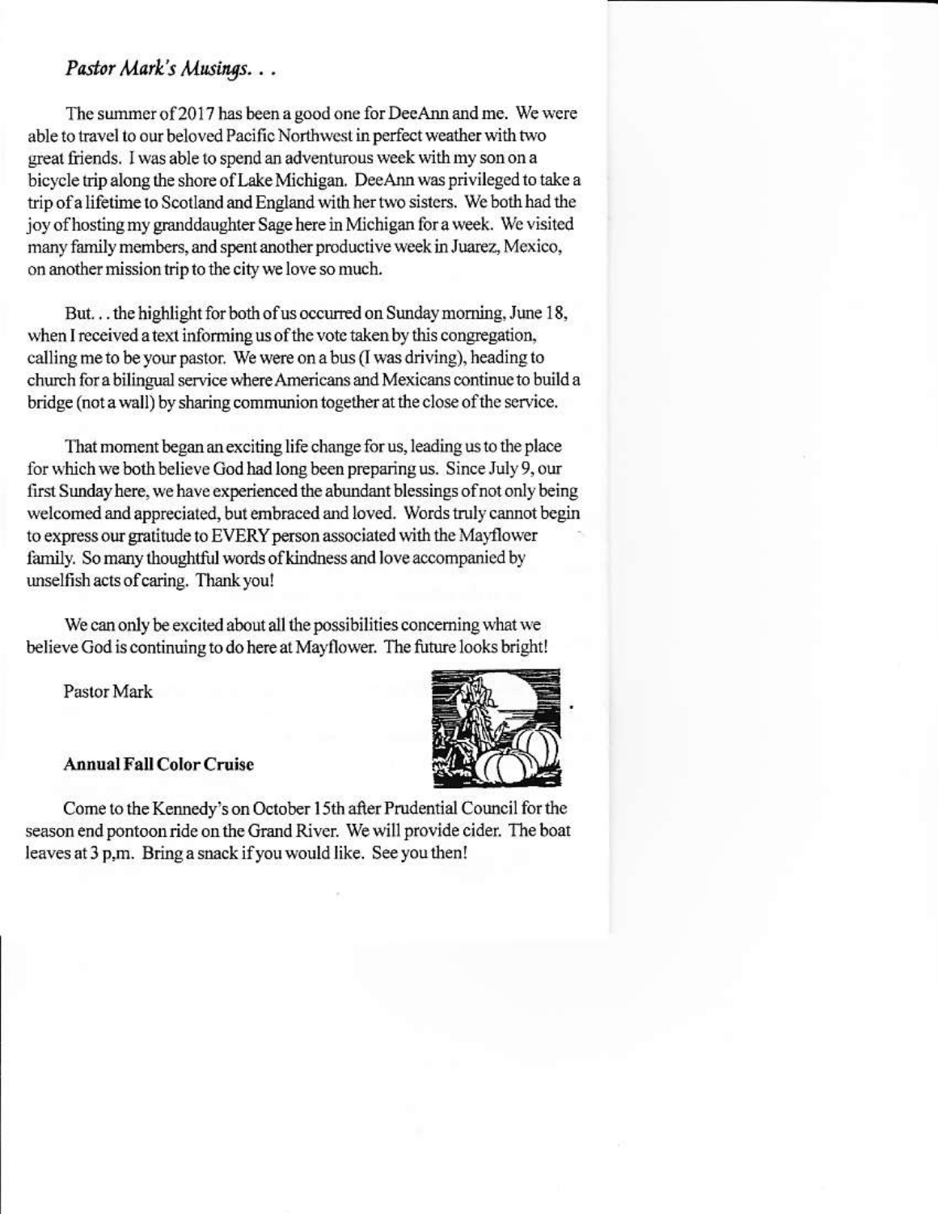## *Pastor Mark's Musings. . .*

The summer of 2017 has been a good one for DeeAnn and me. We were able to travel to our beloved Pacific Northwest in perfect weather with two great friends. I was able to spend an adventurous week with my son on a bicycle trip along the shore of Lake Michigan. DeeAnn was privileged to take a trip of a lifetime to Scotland and England with her two sisters. We both had the joy of hosting my granddaughter Sage here in Michigan for a week. We visited many family members, and spent another productive week in Juarez, Mexico, on another mission trip to the city we love so much.

But. . . the highlight for both of us occurred on Sunday morning, June 18, when I received a text informing us of the vote taken by this congregation, calling me to be your pastor. We were on a bus (I was driving), heading to church for a bilingual service where Americans and Mexicans continue to build a bridge (not a wall) by sharing communion together at the close of the service.

That moment began an exciting life change for us, leading us to the place for which we both believe God had long been preparing us. Since July 9, our first Sunday here, we have experienced the abundant blessings of not only being welcomed and appreciated, but embraced and loved. Words truly cannot begin to express our gratitude to EVERY person associated with the Mayflower family. So many thoughtful words of kindness and love accompanied by unselfish acts of caring. Thank you!

We can only be excited about all the possibilities concerning what we believe God is continuing to do here at Mayflower. The future looks bright!

Pastor Mark

### Annual Fall Color Cruise

Come to the Kennedy's on October 15th after Prudential Council for the season end pontoon ride on the Grand River. We will provide cider. The boat leaves at 3 p,m. Bring a snack if you would like. See you then!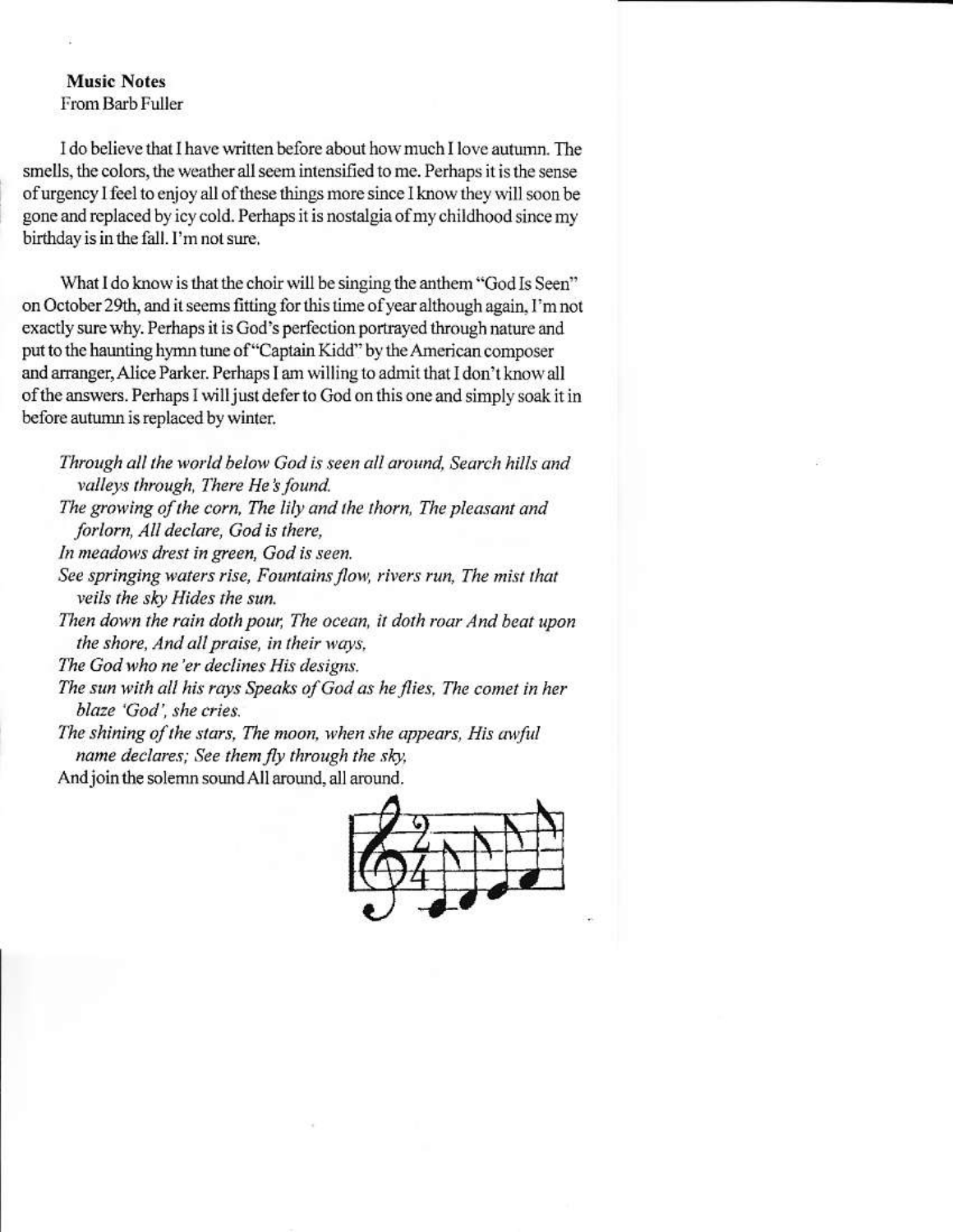**Music Notes**
From Barb Fuller

I do believe that I have written before about how much I love autumn. The smells, the colors, the weather all seem intensified to me. Perhaps it is the sense of urgency I feel to enjoy all of these things more since I know they will soon be gone and replaced by icy cold. Perhaps it is nostalgia of my childhood since my birthday is in the fall. I'm not sure.

What I do know is that the choir will be singing the anthem "God Is Seen" on October 29th, and it seems fitting for this time of year although again, I'm not exactly sure why. Perhaps it is God's perfection portrayed through nature and put to the haunting hymn tune of "Captain Kidd" by the American composer and arranger, Alice Parker. Perhaps I am willing to admit that I don't know all of the answers. Perhaps I will just defer to God on this one and simply soak it in before autumn is replaced by winter.

*Through all the world below God is seen all around, Search hills and valleys through, There He's found.*
*The growing of the corn, The lily and the thorn, The pleasant and forlorn, All declare, God is there,*
*In meadows drest in green, God is seen.*
*See springing waters rise, Fountains flow, rivers run, The mist that veils the sky Hides the sun.*
*Then down the rain doth pour, The ocean, it doth roar And beat upon the shore, And all praise, in their ways,*
*The God who ne'er declines His designs.*
*The sun with all his rays Speaks of God as he flies, The comet in her blaze 'God', she cries.*
*The shining of the stars, The moon, when she appears, His awful name declares; See them fly through the sky,*
And join the solemn sound All around, all around.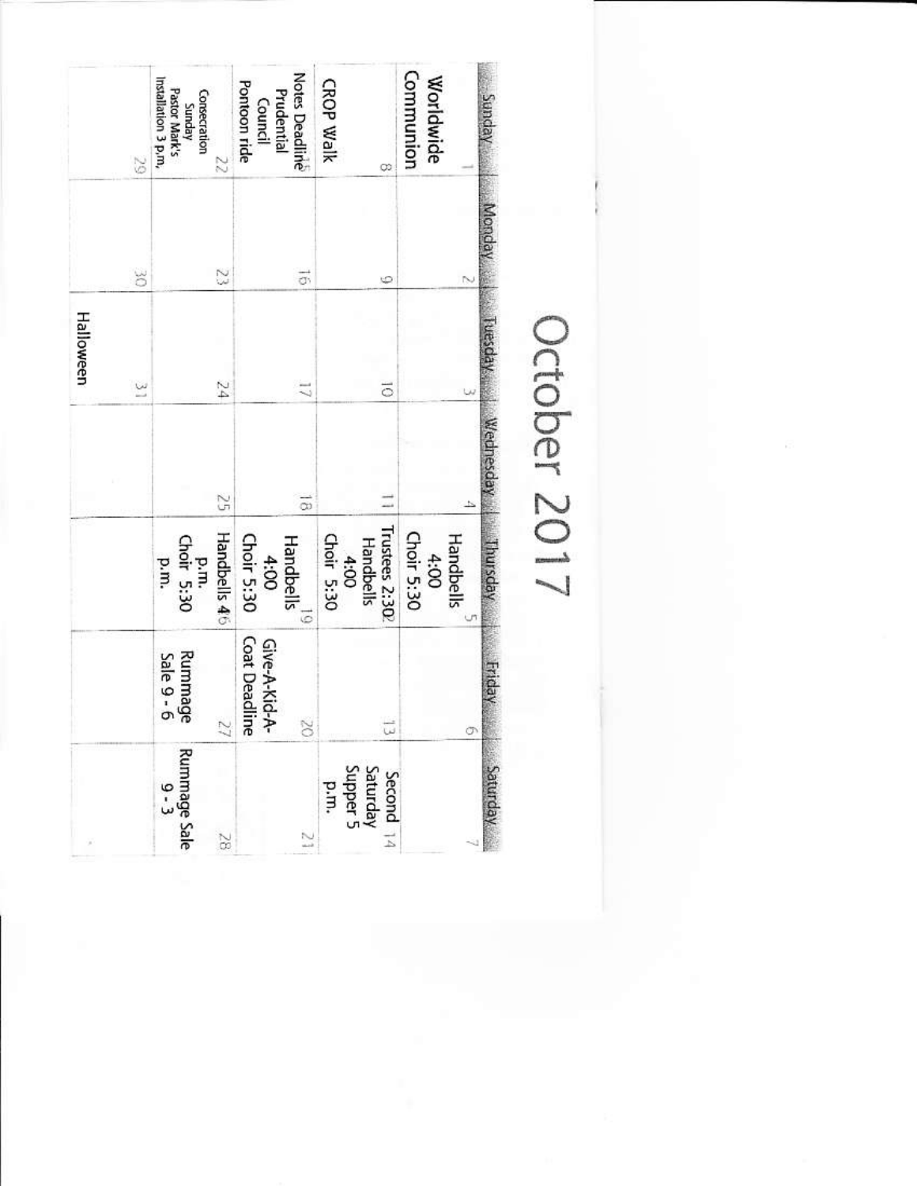# October 2017

| Sunday | Monday | Tuesday | Wednesday | Thursday | Friday | Saturday |
| --- | --- | --- | --- | --- | --- | --- |
| 1 Worldwide Communion | 2 | 3 | 4 | 5 Handbells 4:00 Choir 5:30 | 6 | 7 |
| 8 CROP Walk | 9 | 10 | 11 | 12 Trustees 2:30? Handbells 4:00 Choir 5:30 | 13 | 14 Second Saturday Supper 5 p.m. |
| 15 Notes Deadline Prudential Council Pontoon ride | 16 | 17 | 18 | 19 Handbells 4:00 Choir 5:30 | 20 Give-A-Kid-A-Coat Deadline | 21 |
| 22 Consecration Sunday Pastor Mark's Installation 3 p.m. | 23 | 24 | 25 | 26 Handbells 4 p.m. Choir 5:30 p.m. | 27 Rummage Sale 9 - 6 | 28 Rummage Sale 9 - 3 |
| 29 | 30 | 31 Halloween | | | | |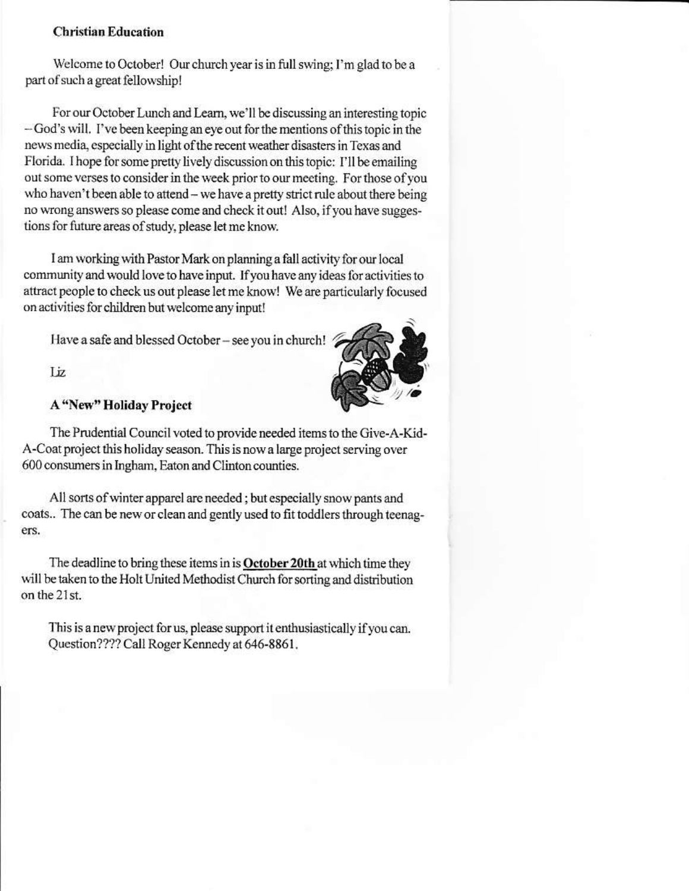**Christian Education**

Welcome to October! Our church year is in full swing; I'm glad to be a part of such a great fellowship!

For our October Lunch and Learn, we'll be discussing an interesting topic – God's will. I've been keeping an eye out for the mentions of this topic in the news media, especially in light of the recent weather disasters in Texas and Florida. I hope for some pretty lively discussion on this topic: I'll be emailing out some verses to consider in the week prior to our meeting. For those of you who haven't been able to attend – we have a pretty strict rule about there being no wrong answers so please come and check it out! Also, if you have suggestions for future areas of study, please let me know.

I am working with Pastor Mark on planning a fall activity for our local community and would love to have input. If you have any ideas for activities to attract people to check us out please let me know! We are particularly focused on activities for children but welcome any input!

Have a safe and blessed October – see you in church!

Liz

**A "New" Holiday Project**

The Prudential Council voted to provide needed items to the Give-A-Kid-A-Coat project this holiday season. This is now a large project serving over 600 consumers in Ingham, Eaton and Clinton counties.

All sorts of winter apparel are needed ; but especially snow pants and coats.. The can be new or clean and gently used to fit toddlers through teenagers.

The deadline to bring these items in is **<u>October 20th</u>** at which time they will be taken to the Holt United Methodist Church for sorting and distribution on the 21st.

This is a new project for us, please support it enthusiastically if you can. Question???? Call Roger Kennedy at 646-8861.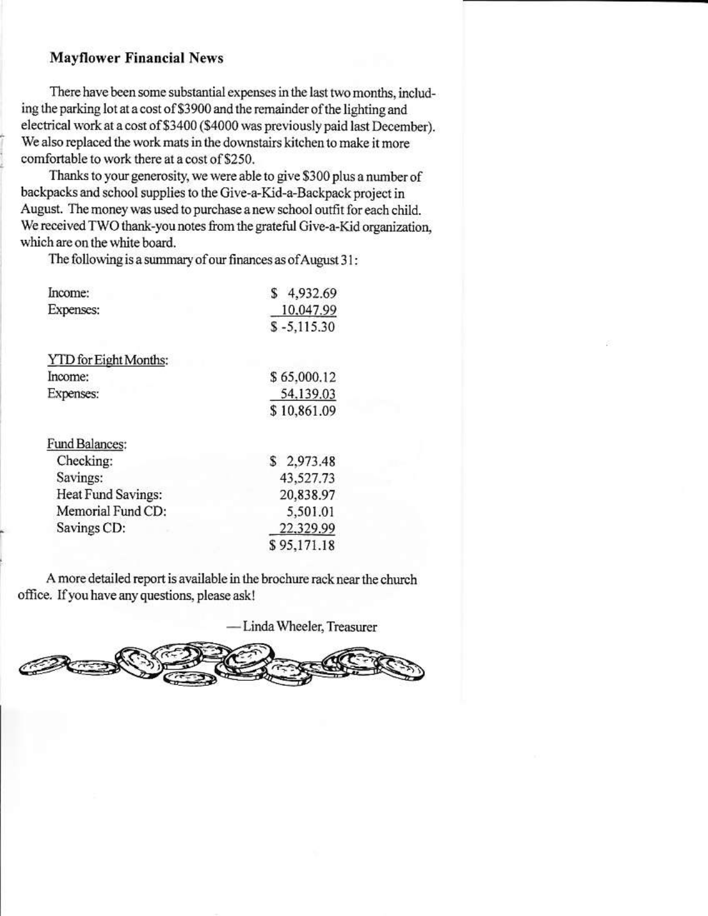## Mayflower Financial News

There have been some substantial expenses in the last two months, including the parking lot at a cost of $3900 and the remainder of the lighting and electrical work at a cost of $3400 ($4000 was previously paid last December). We also replaced the work mats in the downstairs kitchen to make it more comfortable to work there at a cost of $250.

Thanks to your generosity, we were able to give $300 plus a number of backpacks and school supplies to the Give-a-Kid-a-Backpack project in August. The money was used to purchase a new school outfit for each child. We received TWO thank-you notes from the grateful Give-a-Kid organization, which are on the white board.

The following is a summary of our finances as of August 31:

| | |
|---|---|
| Income: | $ 4,932.69 |
| Expenses: | 10,047.99 |
| | $ -5,115.30 |
| | |
| YTD for Eight Months: | |
| Income: | $ 65,000.12 |
| Expenses: | 54,139.03 |
| | $ 10,861.09 |
| | |
| Fund Balances: | |
| Checking: | $ 2,973.48 |
| Savings: | 43,527.73 |
| Heat Fund Savings: | 20,838.97 |
| Memorial Fund CD: | 5,501.01 |
| Savings CD: | 22,329.99 |
| | $ 95,171.18 |

A more detailed report is available in the brochure rack near the church office. If you have any questions, please ask!

—Linda Wheeler, Treasurer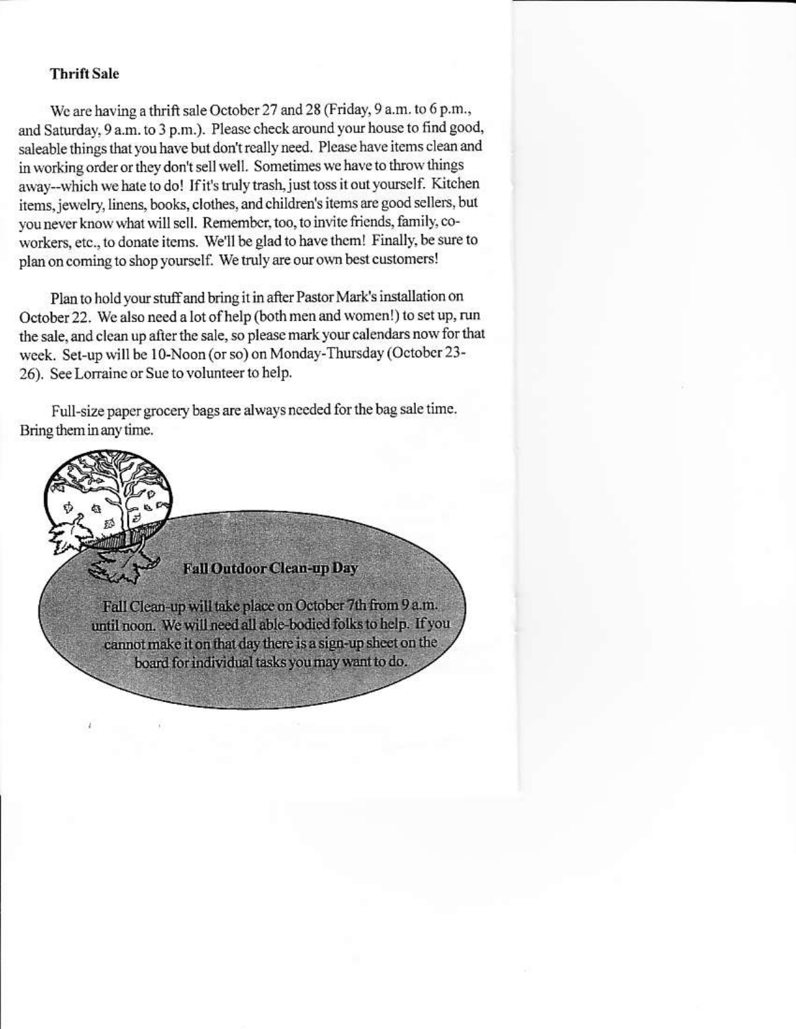**Thrift Sale**

We are having a thrift sale October 27 and 28 (Friday, 9 a.m. to 6 p.m., and Saturday, 9 a.m. to 3 p.m.). Please check around your house to find good, saleable things that you have but don't really need. Please have items clean and in working order or they don't sell well. Sometimes we have to throw things away--which we hate to do! If it's truly trash, just toss it out yourself. Kitchen items, jewelry, linens, books, clothes, and children's items are good sellers, but you never know what will sell. Remember, too, to invite friends, family, co-workers, etc., to donate items. We'll be glad to have them! Finally, be sure to plan on coming to shop yourself. We truly are our own best customers!

Plan to hold your stuff and bring it in after Pastor Mark's installation on October 22. We also need a lot of help (both men and women!) to set up, run the sale, and clean up after the sale, so please mark your calendars now for that week. Set-up will be 10-Noon (or so) on Monday-Thursday (October 23-26). See Lorraine or Sue to volunteer to help.

Full-size paper grocery bags are always needed for the bag sale time. Bring them in any time.

**Fall Outdoor Clean-up Day**

Fall Clean-up will take place on October 7th from 9 a.m. until noon. We will need all able-bodied folks to help. If you cannot make it on that day there is a sign-up sheet on the board for individual tasks you may want to do.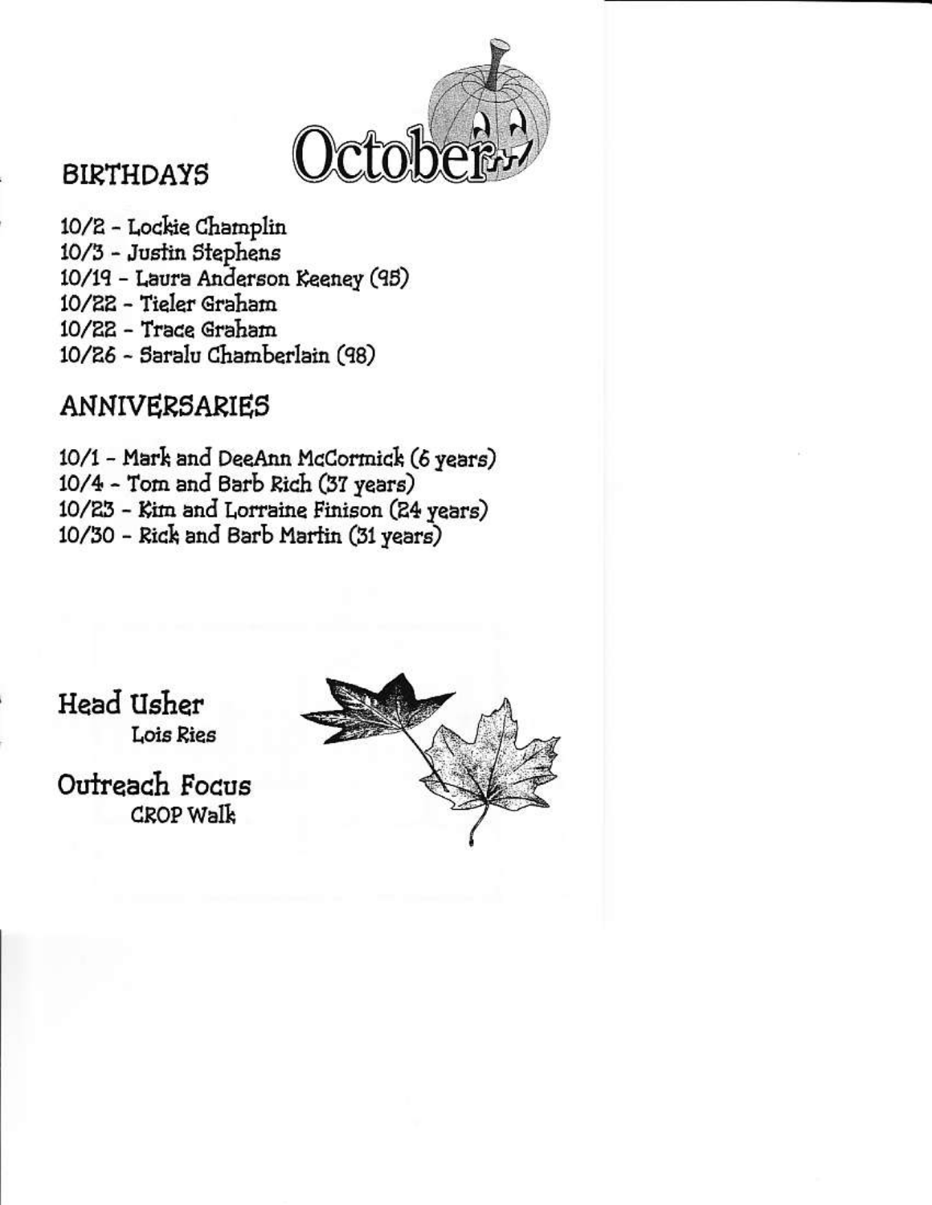# October

## BIRTHDAYS

10/2 - Lockie Champlin
10/3 - Justin Stephens
10/19 - Laura Anderson Keeney (95)
10/22 - Tieler Graham
10/22 - Trace Graham
10/26 - Saralu Chamberlain (98)

## ANNIVERSARIES

10/1 - Mark and DeeAnn McCormick (6 years)
10/4 - Tom and Barb Rich (37 years)
10/23 - Kim and Lorraine Finison (24 years)
10/30 - Rick and Barb Martin (31 years)

## Head Usher

Lois Ries

## Outreach Focus

CROP Walk